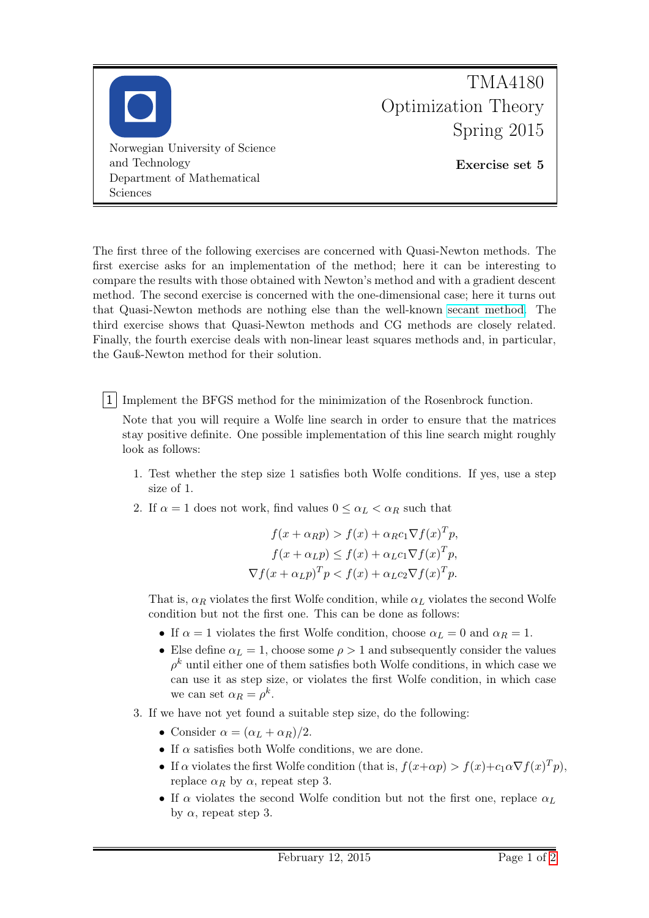Norwegian University of Science and Technology
Department of Mathematical Sciences

# TMA4180 Optimization Theory Spring 2015

**Exercise set 5**

The first three of the following exercises are concerned with Quasi-Newton methods. The first exercise asks for an implementation of the method; here it can be interesting to compare the results with those obtained with Newton's method and with a gradient descent method. The second exercise is concerned with the one-dimensional case; here it turns out that Quasi-Newton methods are nothing else than the well-known secant method. The third exercise shows that Quasi-Newton methods and CG methods are closely related. Finally, the fourth exercise deals with non-linear least squares methods and, in particular, the Gauß-Newton method for their solution.

**1** Implement the BFGS method for the minimization of the Rosenbrock function.

Note that you will require a Wolfe line search in order to ensure that the matrices stay positive definite. One possible implementation of this line search might roughly look as follows:

1. Test whether the step size 1 satisfies both Wolfe conditions. If yes, use a step size of 1.
2. If $\alpha = 1$ does not work, find values $0 \le \alpha_L < \alpha_R$ such that

$$
\begin{aligned}
f(x + \alpha_R p) &> f(x) + \alpha_R c_1 \nabla f(x)^T p, \\
f(x + \alpha_L p) &\le f(x) + \alpha_L c_1 \nabla f(x)^T p, \\
\nabla f(x + \alpha_L p)^T p &< f(x) + \alpha_L c_2 \nabla f(x)^T p.
\end{aligned}
$$

   That is, $\alpha_R$ violates the first Wolfe condition, while $\alpha_L$ violates the second Wolfe condition but not the first one. This can be done as follows:

   - If $\alpha = 1$ violates the first Wolfe condition, choose $\alpha_L = 0$ and $\alpha_R = 1$.
   - Else define $\alpha_L = 1$, choose some $\rho > 1$ and subsequently consider the values $\rho^k$ until either one of them satisfies both Wolfe conditions, in which case we can use it as step size, or violates the first Wolfe condition, in which case we can set $\alpha_R = \rho^k$.

3. If we have not yet found a suitable step size, do the following:

   - Consider $\alpha = (\alpha_L + \alpha_R)/2$.
   - If $\alpha$ satisfies both Wolfe conditions, we are done.
   - If $\alpha$ violates the first Wolfe condition (that is, $f(x + \alpha p) > f(x) + c_1 \alpha \nabla f(x)^T p$), replace $\alpha_R$ by $\alpha$, repeat step 3.
   - If $\alpha$ violates the second Wolfe condition but not the first one, replace $\alpha_L$ by $\alpha$, repeat step 3.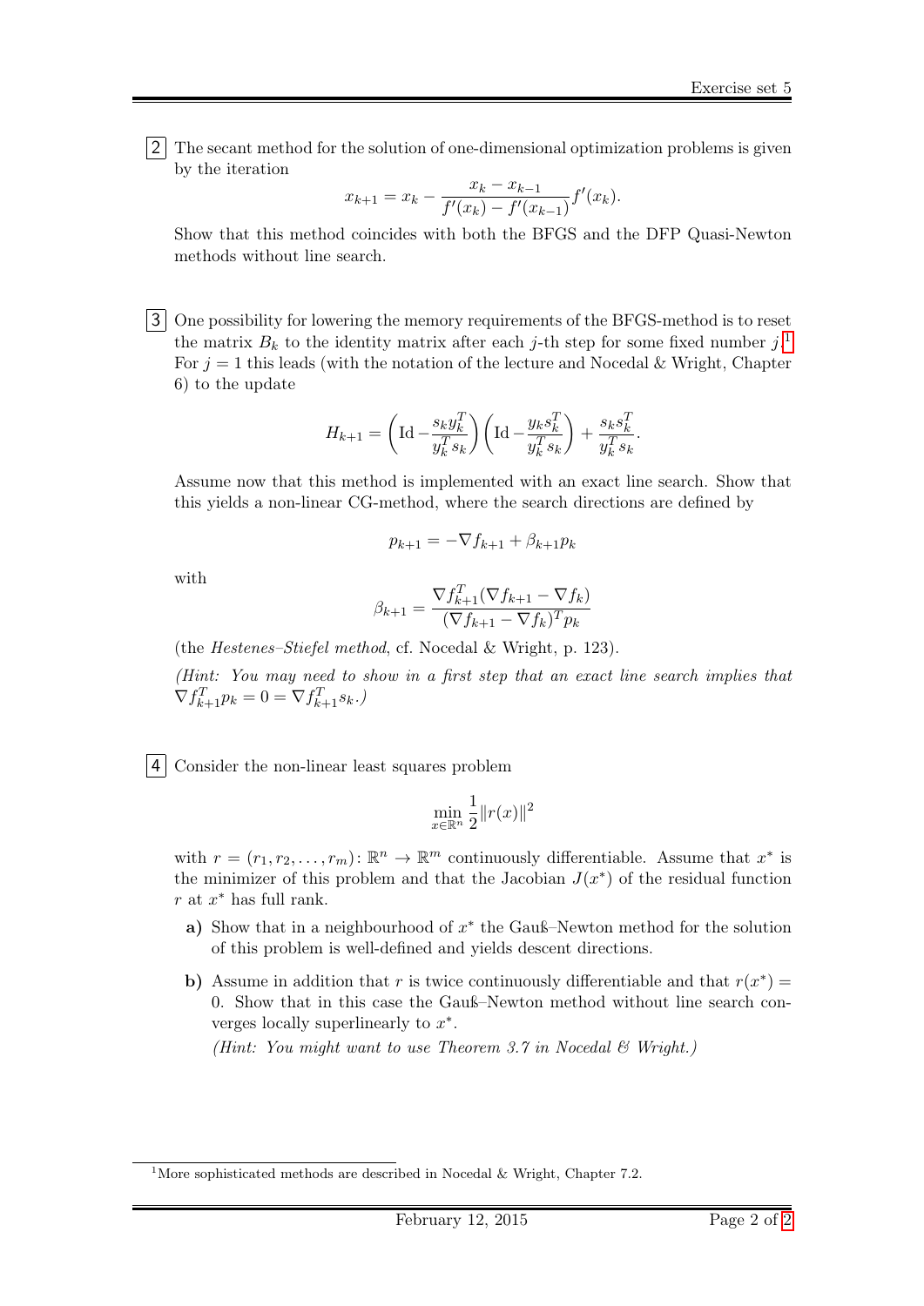**2** The secant method for the solution of one-dimensional optimization problems is given by the iteration

$$x_{k+1} = x_k - \frac{x_k - x_{k-1}}{f'(x_k) - f'(x_{k-1})} f'(x_k).$$

Show that this method coincides with both the BFGS and the DFP Quasi-Newton methods without line search.

**3** One possibility for lowering the memory requirements of the BFGS-method is to reset the matrix $B_k$ to the identity matrix after each $j$-th step for some fixed number $j$.[1] For $j = 1$ this leads (with the notation of the lecture and Nocedal & Wright, Chapter 6) to the update

$$H_{k+1} = \left(\mathrm{Id} - \frac{s_k y_k^T}{y_k^T s_k}\right)\left(\mathrm{Id} - \frac{y_k s_k^T}{y_k^T s_k}\right) + \frac{s_k s_k^T}{y_k^T s_k}.$$

Assume now that this method is implemented with an exact line search. Show that this yields a non-linear CG-method, where the search directions are defined by

$$p_{k+1} = -\nabla f_{k+1} + \beta_{k+1} p_k$$

with

$$\beta_{k+1} = \frac{\nabla f_{k+1}^T (\nabla f_{k+1} - \nabla f_k)}{(\nabla f_{k+1} - \nabla f_k)^T p_k}$$

(the *Hestenes–Stiefel method*, cf. Nocedal & Wright, p. 123).

*(Hint: You may need to show in a first step that an exact line search implies that* $\nabla f_{k+1}^T p_k = 0 = \nabla f_{k+1}^T s_k$*.)*

**4** Consider the non-linear least squares problem

$$\min_{x \in \mathbb{R}^n} \frac{1}{2} \|r(x)\|^2$$

with $r = (r_1, r_2, \ldots, r_m) \colon \mathbb{R}^n \to \mathbb{R}^m$ continuously differentiable. Assume that $x^*$ is the minimizer of this problem and that the Jacobian $J(x^*)$ of the residual function $r$ at $x^*$ has full rank.

**a)** Show that in a neighbourhood of $x^*$ the Gauß–Newton method for the solution of this problem is well-defined and yields descent directions.

**b)** Assume in addition that $r$ is twice continuously differentiable and that $r(x^*) = 0$. Show that in this case the Gauß–Newton method without line search converges locally superlinearly to $x^*$.

*(Hint: You might want to use Theorem 3.7 in Nocedal & Wright.)*

[1] More sophisticated methods are described in Nocedal & Wright, Chapter 7.2.